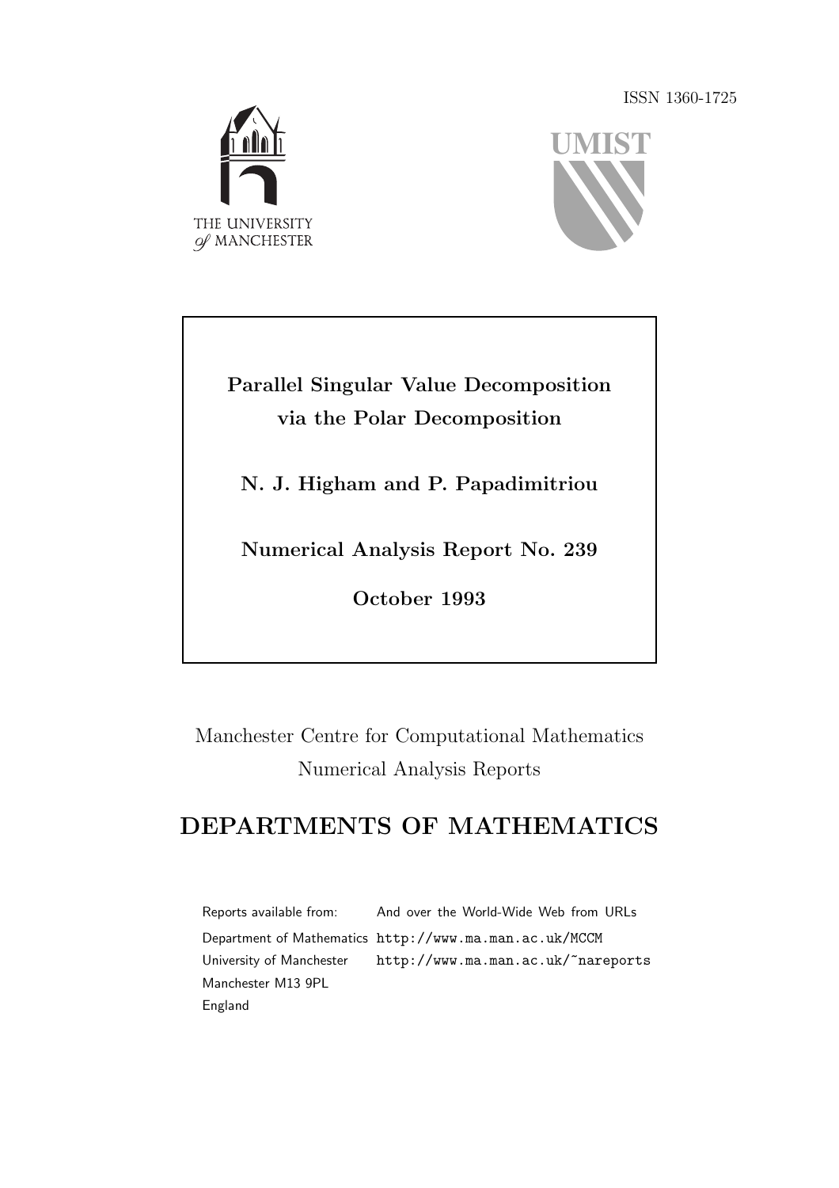ISSN 1360-1725

THE UNIVERSITY
of MANCHESTER

UMIST

**Parallel Singular Value Decomposition via the Polar Decomposition**

**N. J. Higham and P. Papadimitriou**

**Numerical Analysis Report No. 239**

**October 1993**

Manchester Centre for Computational Mathematics
Numerical Analysis Reports

## DEPARTMENTS OF MATHEMATICS

| | |
|---|---|
| Reports available from: | And over the World-Wide Web from URLs |
| Department of Mathematics | http://www.ma.man.ac.uk/MCCM |
| University of Manchester | http://www.ma.man.ac.uk/~nareports |
| Manchester M13 9PL | |
| England | |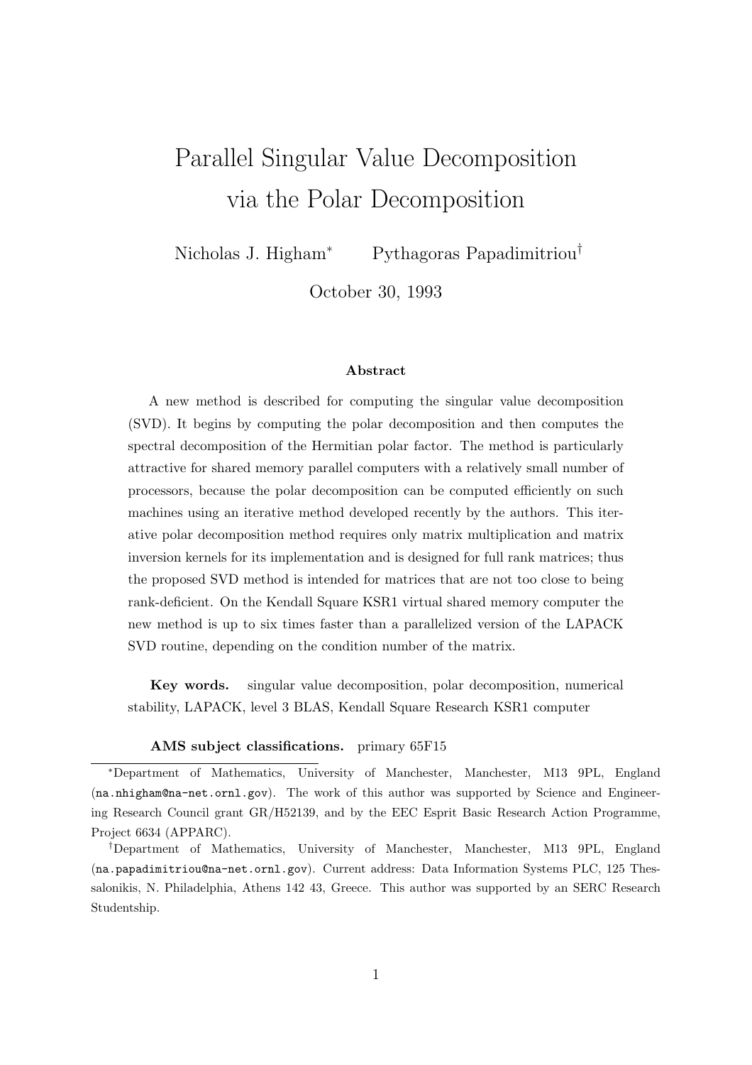# Parallel Singular Value Decomposition via the Polar Decomposition

Nicholas J. Higham[*]  Pythagoras Papadimitriou[†]

October 30, 1993

### Abstract

A new method is described for computing the singular value decomposition (SVD). It begins by computing the polar decomposition and then computes the spectral decomposition of the Hermitian polar factor. The method is particularly attractive for shared memory parallel computers with a relatively small number of processors, because the polar decomposition can be computed efficiently on such machines using an iterative method developed recently by the authors. This iterative polar decomposition method requires only matrix multiplication and matrix inversion kernels for its implementation and is designed for full rank matrices; thus the proposed SVD method is intended for matrices that are not too close to being rank-deficient. On the Kendall Square KSR1 virtual shared memory computer the new method is up to six times faster than a parallelized version of the LAPACK SVD routine, depending on the condition number of the matrix.

**Key words.** singular value decomposition, polar decomposition, numerical stability, LAPACK, level 3 BLAS, Kendall Square Research KSR1 computer

**AMS subject classifications.** primary 65F15

---

[*]Department of Mathematics, University of Manchester, Manchester, M13 9PL, England (`na.nhigham@na-net.ornl.gov`). The work of this author was supported by Science and Engineering Research Council grant GR/H52139, and by the EEC Esprit Basic Research Action Programme, Project 6634 (APPARC).

[†]Department of Mathematics, University of Manchester, Manchester, M13 9PL, England (`na.papadimitriou@na-net.ornl.gov`). Current address: Data Information Systems PLC, 125 Thessalonikis, N. Philadelphia, Athens 142 43, Greece. This author was supported by an SERC Research Studentship.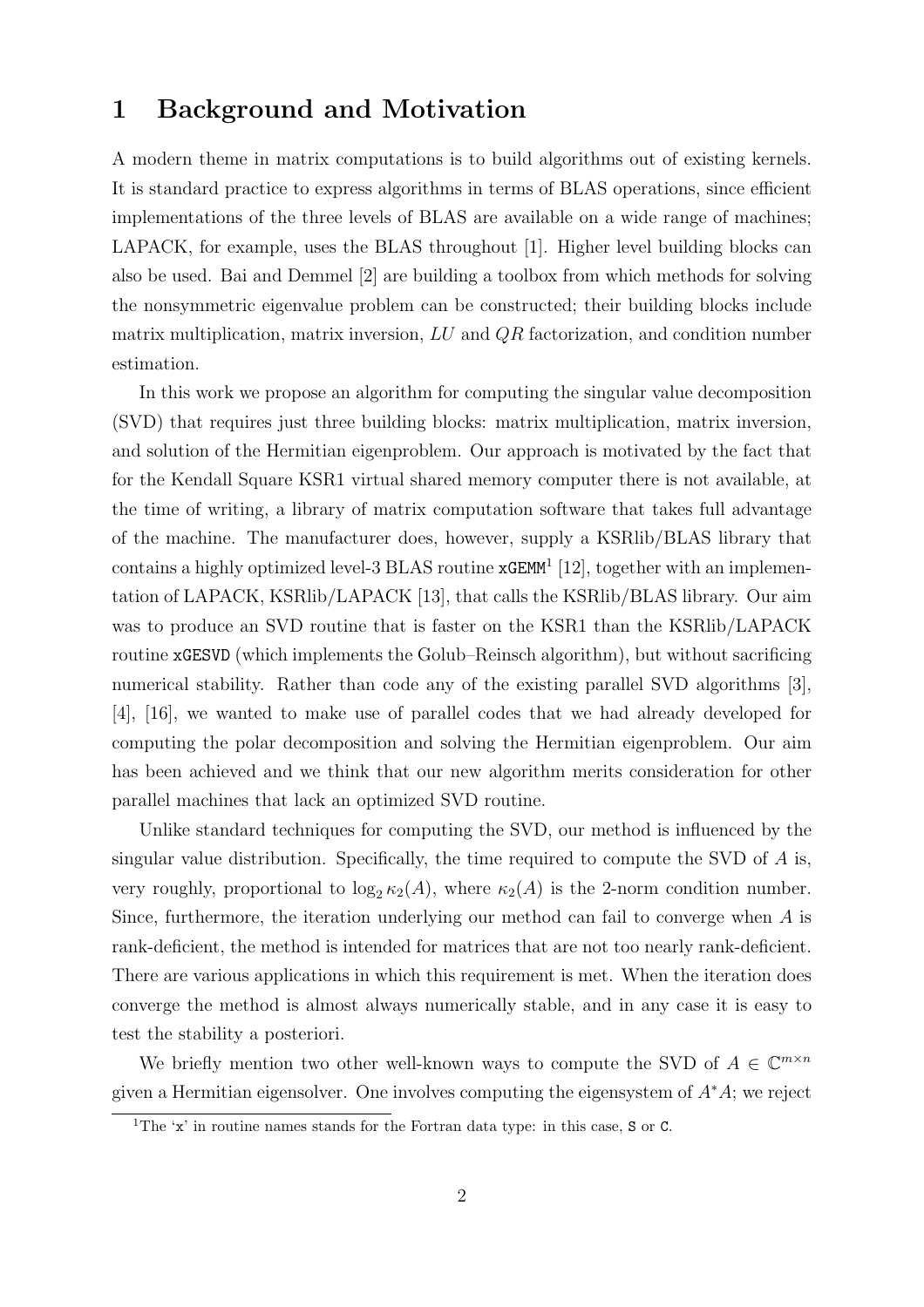# 1 Background and Motivation

A modern theme in matrix computations is to build algorithms out of existing kernels. It is standard practice to express algorithms in terms of BLAS operations, since efficient implementations of the three levels of BLAS are available on a wide range of machines; LAPACK, for example, uses the BLAS throughout [1]. Higher level building blocks can also be used. Bai and Demmel [2] are building a toolbox from which methods for solving the nonsymmetric eigenvalue problem can be constructed; their building blocks include matrix multiplication, matrix inversion, $LU$ and $QR$ factorization, and condition number estimation.

In this work we propose an algorithm for computing the singular value decomposition (SVD) that requires just three building blocks: matrix multiplication, matrix inversion, and solution of the Hermitian eigenproblem. Our approach is motivated by the fact that for the Kendall Square KSR1 virtual shared memory computer there is not available, at the time of writing, a library of matrix computation software that takes full advantage of the machine. The manufacturer does, however, supply a KSRlib/BLAS library that contains a highly optimized level-3 BLAS routine `xGEMM`[1] [12], together with an implementation of LAPACK, KSRlib/LAPACK [13], that calls the KSRlib/BLAS library. Our aim was to produce an SVD routine that is faster on the KSR1 than the KSRlib/LAPACK routine `xGESVD` (which implements the Golub–Reinsch algorithm), but without sacrificing numerical stability. Rather than code any of the existing parallel SVD algorithms [3], [4], [16], we wanted to make use of parallel codes that we had already developed for computing the polar decomposition and solving the Hermitian eigenproblem. Our aim has been achieved and we think that our new algorithm merits consideration for other parallel machines that lack an optimized SVD routine.

Unlike standard techniques for computing the SVD, our method is influenced by the singular value distribution. Specifically, the time required to compute the SVD of $A$ is, very roughly, proportional to $\log_2 \kappa_2(A)$, where $\kappa_2(A)$ is the 2-norm condition number. Since, furthermore, the iteration underlying our method can fail to converge when $A$ is rank-deficient, the method is intended for matrices that are not too nearly rank-deficient. There are various applications in which this requirement is met. When the iteration does converge the method is almost always numerically stable, and in any case it is easy to test the stability a posteriori.

We briefly mention two other well-known ways to compute the SVD of $A \in \mathbb{C}^{m\times n}$ given a Hermitian eigensolver. One involves computing the eigensystem of $A^*A$; we reject

[1] The '`x`' in routine names stands for the Fortran data type: in this case, `S` or `C`.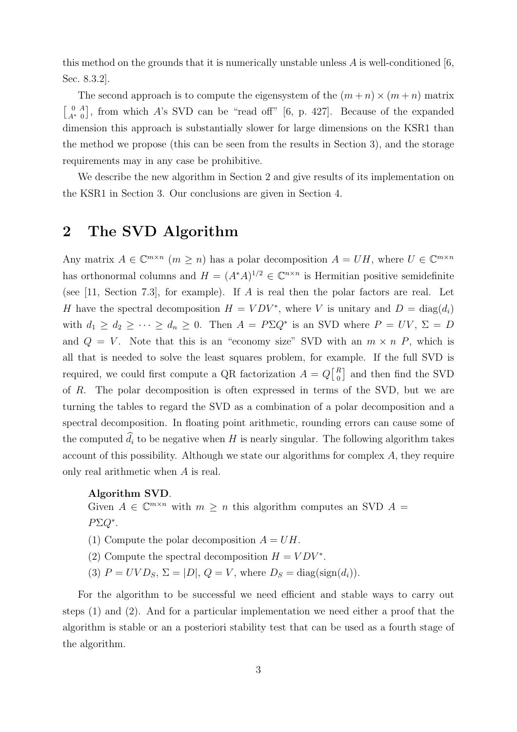this method on the grounds that it is numerically unstable unless $A$ is well-conditioned [6, Sec. 8.3.2].

The second approach is to compute the eigensystem of the $(m+n) \times (m+n)$ matrix $\left[\begin{smallmatrix} 0 & A \\ A^* & 0 \end{smallmatrix}\right]$, from which $A$'s SVD can be "read off" [6, p. 427]. Because of the expanded dimension this approach is substantially slower for large dimensions on the KSR1 than the method we propose (this can be seen from the results in Section 3), and the storage requirements may in any case be prohibitive.

We describe the new algorithm in Section 2 and give results of its implementation on the KSR1 in Section 3. Our conclusions are given in Section 4.

## 2 The SVD Algorithm

Any matrix $A \in \mathbb{C}^{m\times n}$ $(m \geq n)$ has a polar decomposition $A = UH$, where $U \in \mathbb{C}^{m\times n}$ has orthonormal columns and $H = (A^*A)^{1/2} \in \mathbb{C}^{n\times n}$ is Hermitian positive semidefinite (see [11, Section 7.3], for example). If $A$ is real then the polar factors are real. Let $H$ have the spectral decomposition $H = VDV^*$, where $V$ is unitary and $D = \mathrm{diag}(d_i)$ with $d_1 \geq d_2 \geq \cdots \geq d_n \geq 0$. Then $A = P\Sigma Q^*$ is an SVD where $P = UV$, $\Sigma = D$ and $Q = V$. Note that this is an "economy size" SVD with an $m \times n$ $P$, which is all that is needed to solve the least squares problem, for example. If the full SVD is required, we could first compute a QR factorization $A = Q\left[\begin{smallmatrix} R \\ 0 \end{smallmatrix}\right]$ and then find the SVD of $R$. The polar decomposition is often expressed in terms of the SVD, but we are turning the tables to regard the SVD as a combination of a polar decomposition and a spectral decomposition. In floating point arithmetic, rounding errors can cause some of the computed $\widehat{d}_i$ to be negative when $H$ is nearly singular. The following algorithm takes account of this possibility. Although we state our algorithms for complex $A$, they require only real arithmetic when $A$ is real.

**Algorithm SVD**.
Given $A \in \mathbb{C}^{m\times n}$ with $m \geq n$ this algorithm computes an SVD $A = P\Sigma Q^*$.

(1) Compute the polar decomposition $A = UH$.

(2) Compute the spectral decomposition $H = VDV^*$.

(3) $P = UVD_S$, $\Sigma = |D|$, $Q = V$, where $D_S = \mathrm{diag}(\mathrm{sign}(d_i))$.

For the algorithm to be successful we need efficient and stable ways to carry out steps (1) and (2). And for a particular implementation we need either a proof that the algorithm is stable or an a posteriori stability test that can be used as a fourth stage of the algorithm.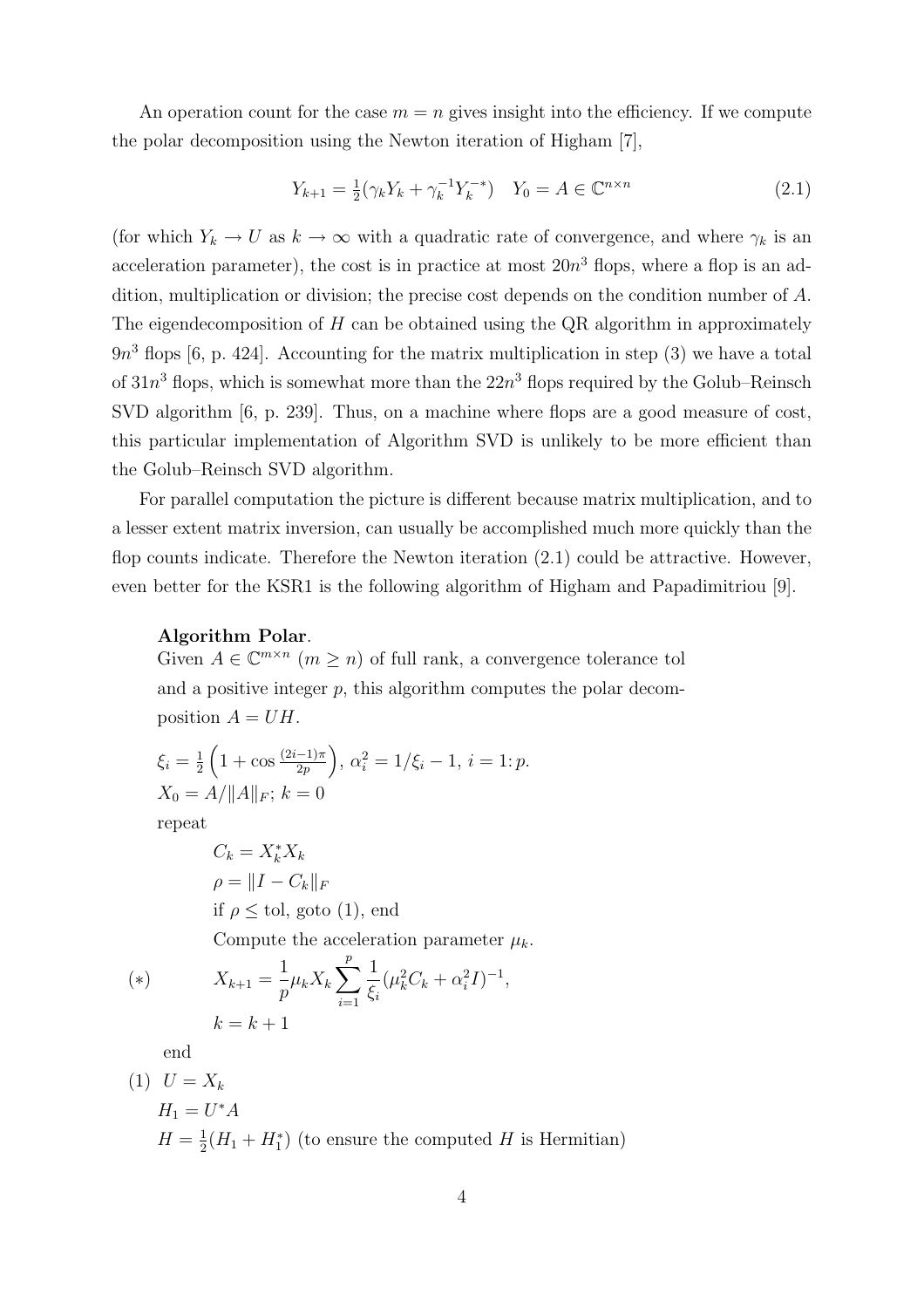An operation count for the case $m = n$ gives insight into the efficiency. If we compute the polar decomposition using the Newton iteration of Higham [7],

$$Y_{k+1} = \tfrac{1}{2}(\gamma_k Y_k + \gamma_k^{-1} Y_k^{-*}) \quad Y_0 = A \in \mathbb{C}^{n\times n} \tag{2.1}$$

(for which $Y_k \to U$ as $k \to \infty$ with a quadratic rate of convergence, and where $\gamma_k$ is an acceleration parameter), the cost is in practice at most $20n^3$ flops, where a flop is an addition, multiplication or division; the precise cost depends on the condition number of $A$. The eigendecomposition of $H$ can be obtained using the QR algorithm in approximately $9n^3$ flops [6, p. 424]. Accounting for the matrix multiplication in step (3) we have a total of $31n^3$ flops, which is somewhat more than the $22n^3$ flops required by the Golub–Reinsch SVD algorithm [6, p. 239]. Thus, on a machine where flops are a good measure of cost, this particular implementation of Algorithm SVD is unlikely to be more efficient than the Golub–Reinsch SVD algorithm.

For parallel computation the picture is different because matrix multiplication, and to a lesser extent matrix inversion, can usually be accomplished much more quickly than the flop counts indicate. Therefore the Newton iteration (2.1) could be attractive. However, even better for the KSR1 is the following algorithm of Higham and Papadimitriou [9].

**Algorithm Polar**.
Given $A \in \mathbb{C}^{m\times n}$ $(m \geq n)$ of full rank, a convergence tolerance tol and a positive integer $p$, this algorithm computes the polar decomposition $A = UH$.

$\xi_i = \frac{1}{2}\left(1 + \cos\frac{(2i-1)\pi}{2p}\right)$, $\alpha_i^2 = 1/\xi_i - 1$, $i = 1{:}\,p$.
$X_0 = A/\|A\|_F$; $k = 0$
repeat

$\quad C_k = X_k^* X_k$
$\quad \rho = \|I - C_k\|_F$
$\quad$ if $\rho \leq$ tol, goto (1), end
$\quad$ Compute the acceleration parameter $\mu_k$.

$$(*) \qquad X_{k+1} = \frac{1}{p}\mu_k X_k \sum_{i=1}^{p} \frac{1}{\xi_i}(\mu_k^2 C_k + \alpha_i^2 I)^{-1},$$

$\quad k = k + 1$

end

(1) $U = X_k$
$\quad H_1 = U^* A$
$\quad H = \frac{1}{2}(H_1 + H_1^*)$ (to ensure the computed $H$ is Hermitian)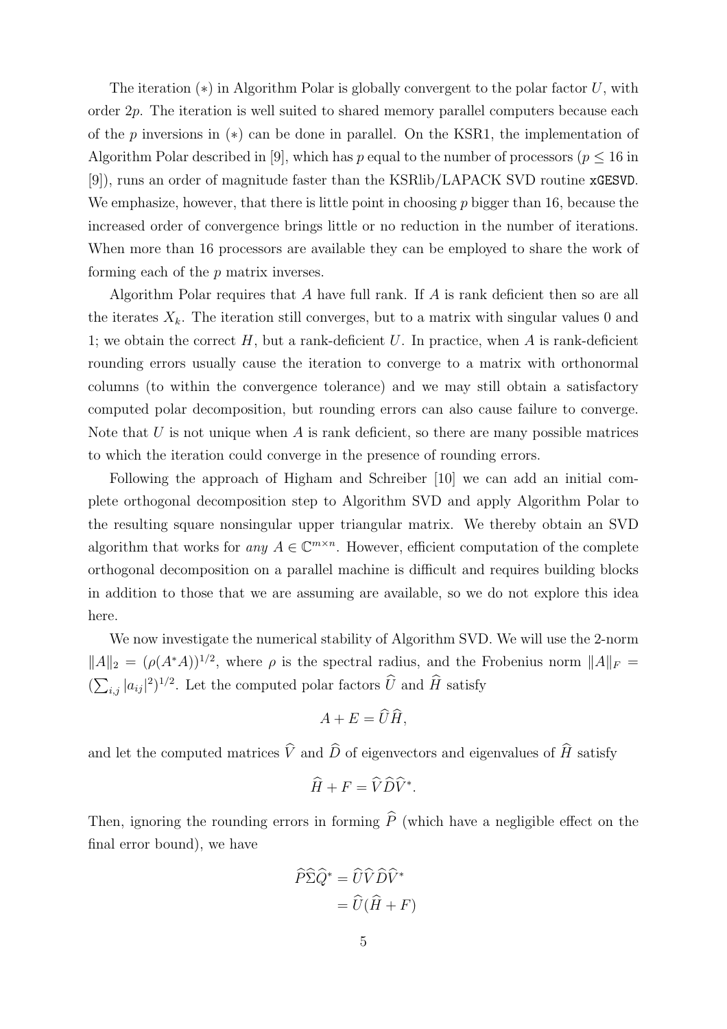The iteration (∗) in Algorithm Polar is globally convergent to the polar factor $U$, with order $2p$. The iteration is well suited to shared memory parallel computers because each of the $p$ inversions in (∗) can be done in parallel. On the KSR1, the implementation of Algorithm Polar described in [9], which has $p$ equal to the number of processors ($p \leq 16$ in [9]), runs an order of magnitude faster than the KSRlib/LAPACK SVD routine `xGESVD`. We emphasize, however, that there is little point in choosing $p$ bigger than 16, because the increased order of convergence brings little or no reduction in the number of iterations. When more than 16 processors are available they can be employed to share the work of forming each of the $p$ matrix inverses.

Algorithm Polar requires that $A$ have full rank. If $A$ is rank deficient then so are all the iterates $X_k$. The iteration still converges, but to a matrix with singular values 0 and 1; we obtain the correct $H$, but a rank-deficient $U$. In practice, when $A$ is rank-deficient rounding errors usually cause the iteration to converge to a matrix with orthonormal columns (to within the convergence tolerance) and we may still obtain a satisfactory computed polar decomposition, but rounding errors can also cause failure to converge. Note that $U$ is not unique when $A$ is rank deficient, so there are many possible matrices to which the iteration could converge in the presence of rounding errors.

Following the approach of Higham and Schreiber [10] we can add an initial complete orthogonal decomposition step to Algorithm SVD and apply Algorithm Polar to the resulting square nonsingular upper triangular matrix. We thereby obtain an SVD algorithm that works for *any* $A \in \mathbb{C}^{m\times n}$. However, efficient computation of the complete orthogonal decomposition on a parallel machine is difficult and requires building blocks in addition to those that we are assuming are available, so we do not explore this idea here.

We now investigate the numerical stability of Algorithm SVD. We will use the 2-norm $\|A\|_2 = (\rho(A^*A))^{1/2}$, where $\rho$ is the spectral radius, and the Frobenius norm $\|A\|_F = (\sum_{i,j} |a_{ij}|^2)^{1/2}$. Let the computed polar factors $\widehat{U}$ and $\widehat{H}$ satisfy

$$A + E = \widehat{U}\widehat{H},$$

and let the computed matrices $\widehat{V}$ and $\widehat{D}$ of eigenvectors and eigenvalues of $\widehat{H}$ satisfy

$$\widehat{H} + F = \widehat{V}\widehat{D}\widehat{V}^*.$$

Then, ignoring the rounding errors in forming $\widehat{P}$ (which have a negligible effect on the final error bound), we have

$$\begin{aligned}
\widehat{P}\widehat{\Sigma}\widehat{Q}^* &= \widehat{U}\widehat{V}\widehat{D}\widehat{V}^* \\
&= \widehat{U}(\widehat{H} + F)
\end{aligned}$$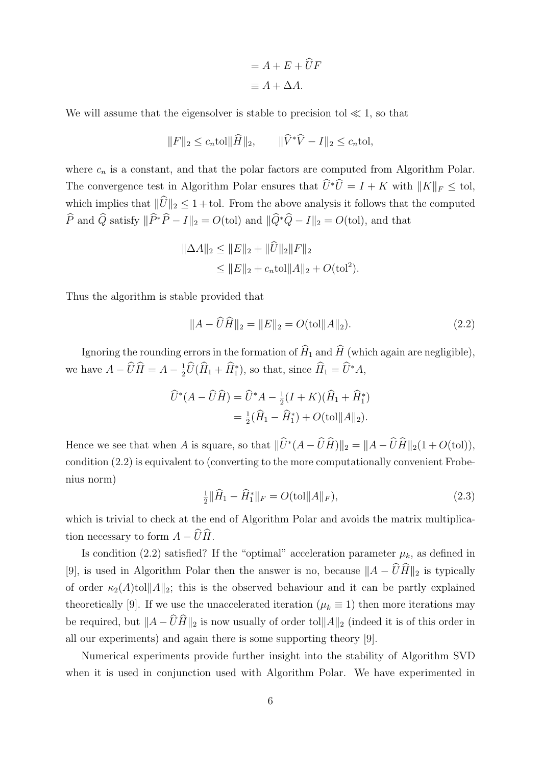$$
\begin{aligned}
&= A + E + \widehat{U}F \\
&\equiv A + \Delta A.
\end{aligned}
$$

We will assume that the eigensolver is stable to precision tol $\ll 1$, so that

$$
\|F\|_2 \le c_n \mathrm{tol} \|\widehat{H}\|_2, \qquad \|\widehat{V}^* \widehat{V} - I\|_2 \le c_n \mathrm{tol},
$$

where $c_n$ is a constant, and that the polar factors are computed from Algorithm Polar. The convergence test in Algorithm Polar ensures that $\widehat{U}^* \widehat{U} = I + K$ with $\|K\|_F \le \mathrm{tol}$, which implies that $\|\widehat{U}\|_2 \le 1 + \mathrm{tol}$. From the above analysis it follows that the computed $\widehat{P}$ and $\widehat{Q}$ satisfy $\|\widehat{P}^* \widehat{P} - I\|_2 = O(\mathrm{tol})$ and $\|\widehat{Q}^* \widehat{Q} - I\|_2 = O(\mathrm{tol})$, and that

$$
\begin{aligned}
\|\Delta A\|_2 &\le \|E\|_2 + \|\widehat{U}\|_2 \|F\|_2 \\
&\le \|E\|_2 + c_n \mathrm{tol} \|A\|_2 + O(\mathrm{tol}^2).
\end{aligned}
$$

Thus the algorithm is stable provided that

$$
\|A - \widehat{U}\widehat{H}\|_2 = \|E\|_2 = O(\mathrm{tol}\|A\|_2). \tag{2.2}
$$

Ignoring the rounding errors in the formation of $\widehat{H}_1$ and $\widehat{H}$ (which again are negligible), we have $A - \widehat{U}\widehat{H} = A - \frac{1}{2}\widehat{U}(\widehat{H}_1 + \widehat{H}_1^*)$, so that, since $\widehat{H}_1 = \widehat{U}^* A$,

$$
\begin{aligned}
\widehat{U}^*(A - \widehat{U}\widehat{H}) &= \widehat{U}^* A - \tfrac{1}{2}(I + K)(\widehat{H}_1 + \widehat{H}_1^*) \\
&= \tfrac{1}{2}(\widehat{H}_1 - \widehat{H}_1^*) + O(\mathrm{tol}\|A\|_2).
\end{aligned}
$$

Hence we see that when $A$ is square, so that $\|\widehat{U}^*(A - \widehat{U}\widehat{H})\|_2 = \|A - \widehat{U}\widehat{H}\|_2(1 + O(\mathrm{tol}))$, condition (2.2) is equivalent to (converting to the more computationally convenient Frobenius norm)

$$
\tfrac{1}{2}\|\widehat{H}_1 - \widehat{H}_1^*\|_F = O(\mathrm{tol}\|A\|_F), \tag{2.3}
$$

which is trivial to check at the end of Algorithm Polar and avoids the matrix multiplication necessary to form $A - \widehat{U}\widehat{H}$.

Is condition (2.2) satisfied? If the "optimal" acceleration parameter $\mu_k$, as defined in [9], is used in Algorithm Polar then the answer is no, because $\|A - \widehat{U}\widehat{H}\|_2$ is typically of order $\kappa_2(A)\mathrm{tol}\|A\|_2$; this is the observed behaviour and it can be partly explained theoretically [9]. If we use the unaccelerated iteration ($\mu_k \equiv 1$) then more iterations may be required, but $\|A - \widehat{U}\widehat{H}\|_2$ is now usually of order $\mathrm{tol}\|A\|_2$ (indeed it is of this order in all our experiments) and again there is some supporting theory [9].

Numerical experiments provide further insight into the stability of Algorithm SVD when it is used in conjunction used with Algorithm Polar. We have experimented in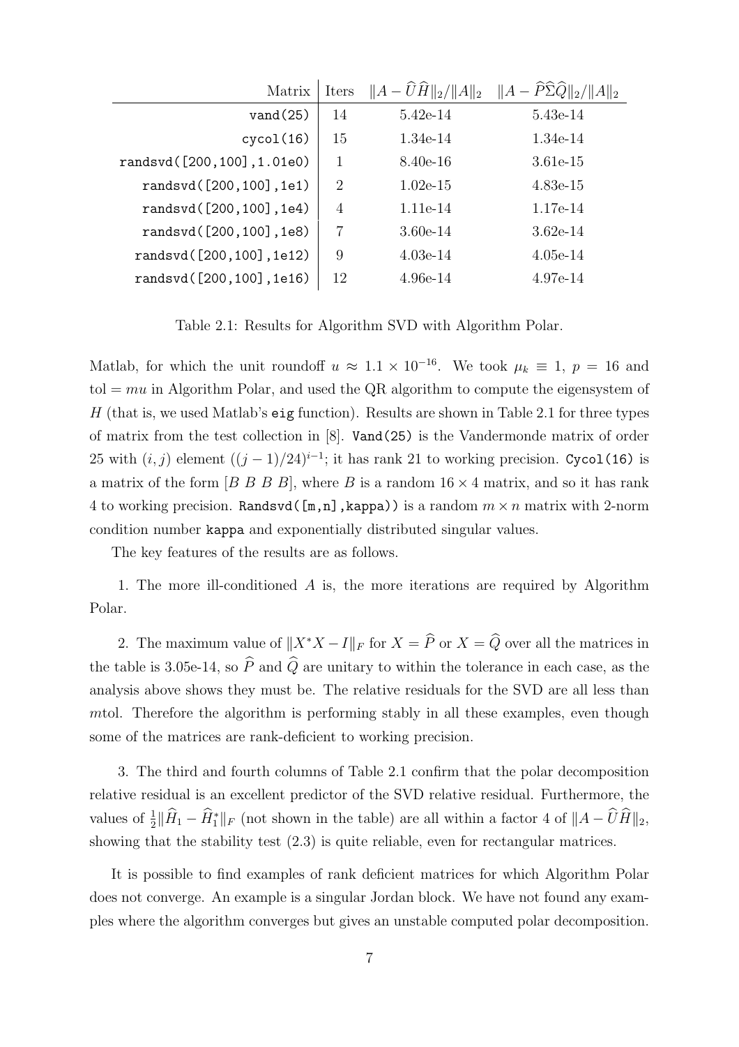| Matrix | Iters | $\|A - \widehat{U}\widehat{H}\|_2/\|A\|_2$ | $\|A - \widehat{P}\widehat{\Sigma}\widehat{Q}\|_2/\|A\|_2$ |
|---|---|---|---|
| `vand(25)` | 14 | 5.42e-14 | 5.43e-14 |
| `cycol(16)` | 15 | 1.34e-14 | 1.34e-14 |
| `randsvd([200,100],1.01e0)` | 1 | 8.40e-16 | 3.61e-15 |
| `randsvd([200,100],1e1)` | 2 | 1.02e-15 | 4.83e-15 |
| `randsvd([200,100],1e4)` | 4 | 1.11e-14 | 1.17e-14 |
| `randsvd([200,100],1e8)` | 7 | 3.60e-14 | 3.62e-14 |
| `randsvd([200,100],1e12)` | 9 | 4.03e-14 | 4.05e-14 |
| `randsvd([200,100],1e16)` | 12 | 4.96e-14 | 4.97e-14 |

Table 2.1: Results for Algorithm SVD with Algorithm Polar.

Matlab, for which the unit roundoff $u \approx 1.1 \times 10^{-16}$. We took $\mu_k \equiv 1$, $p = 16$ and $\mathrm{tol} = mu$ in Algorithm Polar, and used the QR algorithm to compute the eigensystem of $H$ (that is, we used Matlab's `eig` function). Results are shown in Table 2.1 for three types of matrix from the test collection in [8]. `Vand(25)` is the Vandermonde matrix of order 25 with $(i, j)$ element $((j-1)/24)^{i-1}$; it has rank 21 to working precision. `Cycol(16)` is a matrix of the form $[B\ B\ B\ B]$, where $B$ is a random $16 \times 4$ matrix, and so it has rank 4 to working precision. `Randsvd([m,n],kappa))` is a random $m \times n$ matrix with 2-norm condition number `kappa` and exponentially distributed singular values.

The key features of the results are as follows.

1. The more ill-conditioned $A$ is, the more iterations are required by Algorithm Polar.

2. The maximum value of $\|X^*X - I\|_F$ for $X = \widehat{P}$ or $X = \widehat{Q}$ over all the matrices in the table is 3.05e-14, so $\widehat{P}$ and $\widehat{Q}$ are unitary to within the tolerance in each case, as the analysis above shows they must be. The relative residuals for the SVD are all less than $m$tol. Therefore the algorithm is performing stably in all these examples, even though some of the matrices are rank-deficient to working precision.

3. The third and fourth columns of Table 2.1 confirm that the polar decomposition relative residual is an excellent predictor of the SVD relative residual. Furthermore, the values of $\frac{1}{2}\|\widehat{H}_1 - \widehat{H}_1^*\|_F$ (not shown in the table) are all within a factor 4 of $\|A - \widehat{U}\widehat{H}\|_2$, showing that the stability test (2.3) is quite reliable, even for rectangular matrices.

It is possible to find examples of rank deficient matrices for which Algorithm Polar does not converge. An example is a singular Jordan block. We have not found any examples where the algorithm converges but gives an unstable computed polar decomposition.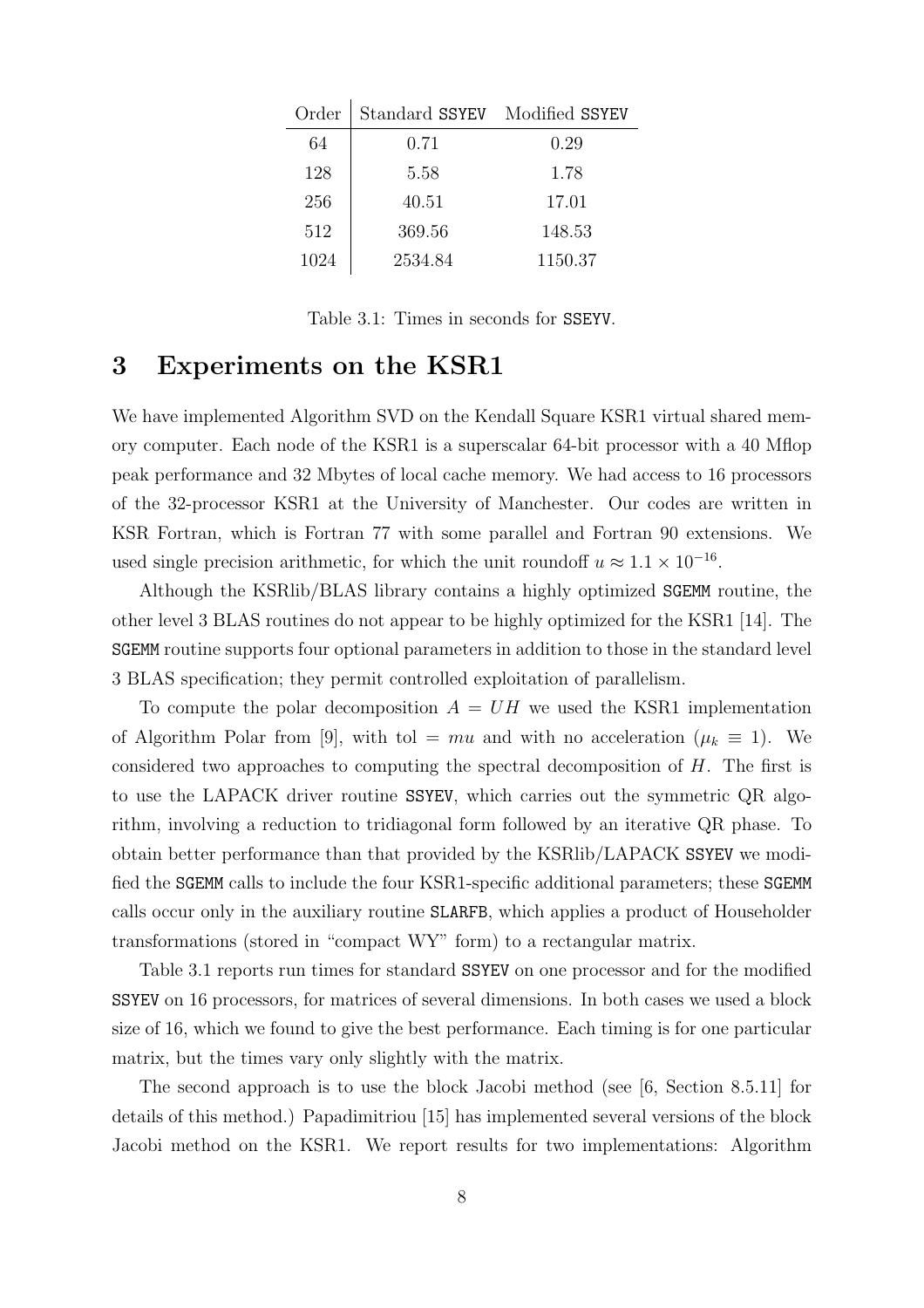| Order | Standard `SSYEV` | Modified `SSYEV` |
|---|---|---|
| 64 | 0.71 | 0.29 |
| 128 | 5.58 | 1.78 |
| 256 | 40.51 | 17.01 |
| 512 | 369.56 | 148.53 |
| 1024 | 2534.84 | 1150.37 |

Table 3.1: Times in seconds for `SSEYV`.

# 3 Experiments on the KSR1

We have implemented Algorithm SVD on the Kendall Square KSR1 virtual shared memory computer. Each node of the KSR1 is a superscalar 64-bit processor with a 40 Mflop peak performance and 32 Mbytes of local cache memory. We had access to 16 processors of the 32-processor KSR1 at the University of Manchester. Our codes are written in KSR Fortran, which is Fortran 77 with some parallel and Fortran 90 extensions. We used single precision arithmetic, for which the unit roundoff $u \approx 1.1 \times 10^{-16}$.

Although the KSRlib/BLAS library contains a highly optimized `SGEMM` routine, the other level 3 BLAS routines do not appear to be highly optimized for the KSR1 [14]. The `SGEMM` routine supports four optional parameters in addition to those in the standard level 3 BLAS specification; they permit controlled exploitation of parallelism.

To compute the polar decomposition $A = UH$ we used the KSR1 implementation of Algorithm Polar from [9], with tol $= mu$ and with no acceleration ($\mu_k \equiv 1$). We considered two approaches to computing the spectral decomposition of $H$. The first is to use the LAPACK driver routine `SSYEV`, which carries out the symmetric QR algorithm, involving a reduction to tridiagonal form followed by an iterative QR phase. To obtain better performance than that provided by the KSRlib/LAPACK `SSYEV` we modified the `SGEMM` calls to include the four KSR1-specific additional parameters; these `SGEMM` calls occur only in the auxiliary routine `SLARFB`, which applies a product of Householder transformations (stored in "compact WY" form) to a rectangular matrix.

Table 3.1 reports run times for standard `SSYEV` on one processor and for the modified `SSYEV` on 16 processors, for matrices of several dimensions. In both cases we used a block size of 16, which we found to give the best performance. Each timing is for one particular matrix, but the times vary only slightly with the matrix.

The second approach is to use the block Jacobi method (see [6, Section 8.5.11] for details of this method.) Papadimitriou [15] has implemented several versions of the block Jacobi method on the KSR1. We report results for two implementations: Algorithm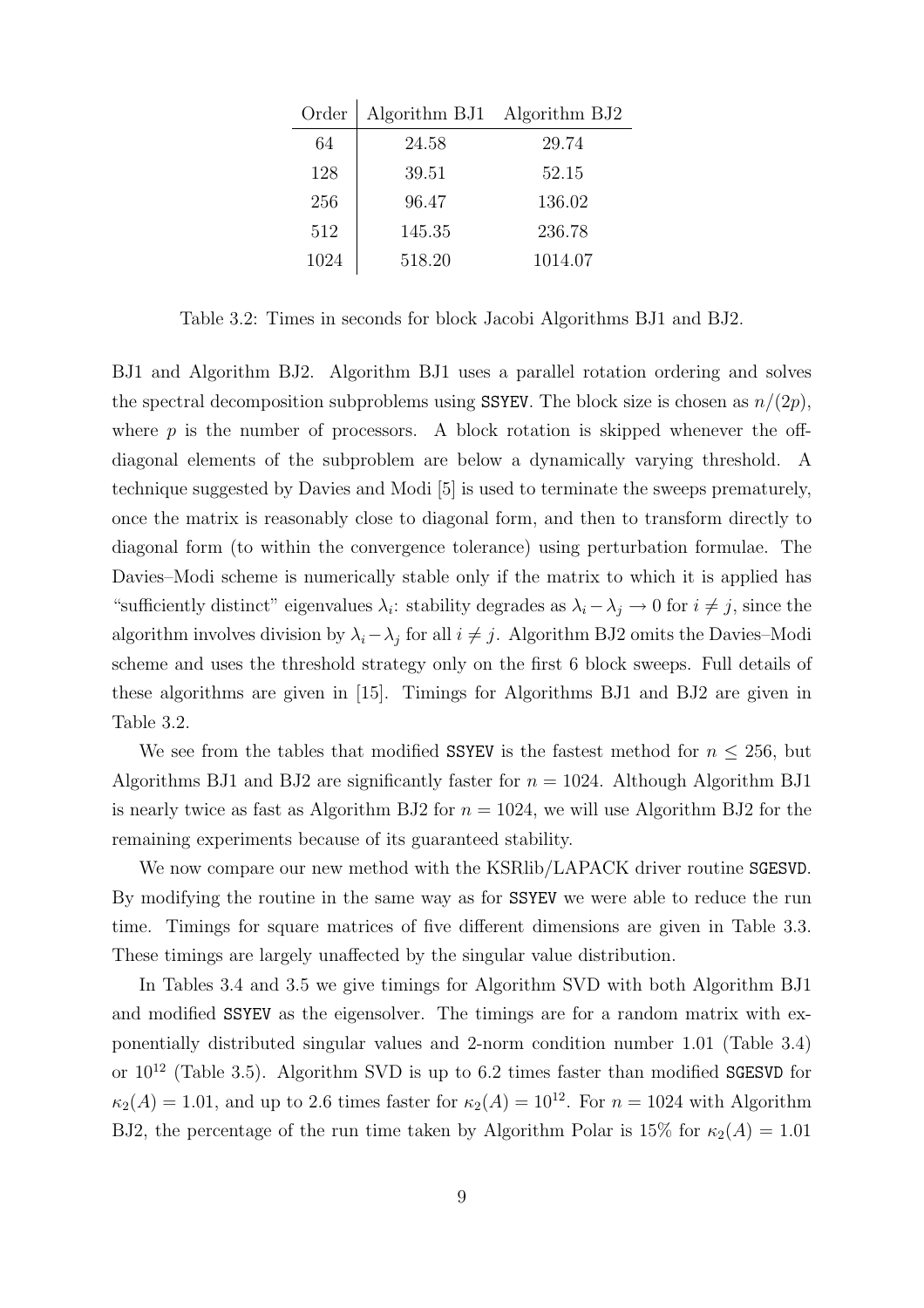| Order | Algorithm BJ1 | Algorithm BJ2 |
|---|---|---|
| 64 | 24.58 | 29.74 |
| 128 | 39.51 | 52.15 |
| 256 | 96.47 | 136.02 |
| 512 | 145.35 | 236.78 |
| 1024 | 518.20 | 1014.07 |

Table 3.2: Times in seconds for block Jacobi Algorithms BJ1 and BJ2.

BJ1 and Algorithm BJ2. Algorithm BJ1 uses a parallel rotation ordering and solves the spectral decomposition subproblems using `SSYEV`. The block size is chosen as $n/(2p)$, where $p$ is the number of processors. A block rotation is skipped whenever the off-diagonal elements of the subproblem are below a dynamically varying threshold. A technique suggested by Davies and Modi [5] is used to terminate the sweeps prematurely, once the matrix is reasonably close to diagonal form, and then to transform directly to diagonal form (to within the convergence tolerance) using perturbation formulae. The Davies–Modi scheme is numerically stable only if the matrix to which it is applied has "sufficiently distinct" eigenvalues $\lambda_i$: stability degrades as $\lambda_i - \lambda_j \to 0$ for $i \neq j$, since the algorithm involves division by $\lambda_i - \lambda_j$ for all $i \neq j$. Algorithm BJ2 omits the Davies–Modi scheme and uses the threshold strategy only on the first 6 block sweeps. Full details of these algorithms are given in [15]. Timings for Algorithms BJ1 and BJ2 are given in Table 3.2.

We see from the tables that modified `SSYEV` is the fastest method for $n \leq 256$, but Algorithms BJ1 and BJ2 are significantly faster for $n = 1024$. Although Algorithm BJ1 is nearly twice as fast as Algorithm BJ2 for $n = 1024$, we will use Algorithm BJ2 for the remaining experiments because of its guaranteed stability.

We now compare our new method with the KSRlib/LAPACK driver routine `SGESVD`. By modifying the routine in the same way as for `SSYEV` we were able to reduce the run time. Timings for square matrices of five different dimensions are given in Table 3.3. These timings are largely unaffected by the singular value distribution.

In Tables 3.4 and 3.5 we give timings for Algorithm SVD with both Algorithm BJ1 and modified `SSYEV` as the eigensolver. The timings are for a random matrix with exponentially distributed singular values and 2-norm condition number 1.01 (Table 3.4) or $10^{12}$ (Table 3.5). Algorithm SVD is up to 6.2 times faster than modified `SGESVD` for $\kappa_2(A) = 1.01$, and up to 2.6 times faster for $\kappa_2(A) = 10^{12}$. For $n = 1024$ with Algorithm BJ2, the percentage of the run time taken by Algorithm Polar is 15% for $\kappa_2(A) = 1.01$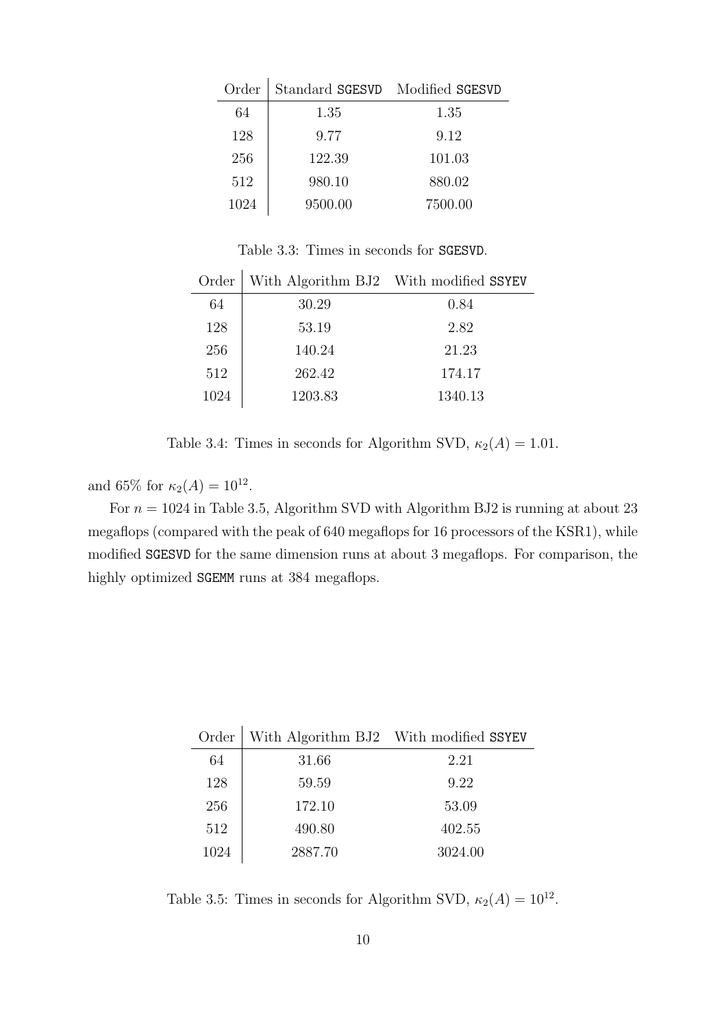| Order | Standard `SGESVD` | Modified `SGESVD` |
|---|---|---|
| 64 | 1.35 | 1.35 |
| 128 | 9.77 | 9.12 |
| 256 | 122.39 | 101.03 |
| 512 | 980.10 | 880.02 |
| 1024 | 9500.00 | 7500.00 |

Table 3.3: Times in seconds for `SGESVD`.

| Order | With Algorithm BJ2 | With modified `SSYEV` |
|---|---|---|
| 64 | 30.29 | 0.84 |
| 128 | 53.19 | 2.82 |
| 256 | 140.24 | 21.23 |
| 512 | 262.42 | 174.17 |
| 1024 | 1203.83 | 1340.13 |

Table 3.4: Times in seconds for Algorithm SVD, $\kappa_2(A) = 1.01$.

and 65% for $\kappa_2(A) = 10^{12}$.

For $n = 1024$ in Table 3.5, Algorithm SVD with Algorithm BJ2 is running at about 23 megaflops (compared with the peak of 640 megaflops for 16 processors of the KSR1), while modified `SGESVD` for the same dimension runs at about 3 megaflops. For comparison, the highly optimized `SGEMM` runs at 384 megaflops.

| Order | With Algorithm BJ2 | With modified `SSYEV` |
|---|---|---|
| 64 | 31.66 | 2.21 |
| 128 | 59.59 | 9.22 |
| 256 | 172.10 | 53.09 |
| 512 | 490.80 | 402.55 |
| 1024 | 2887.70 | 3024.00 |

Table 3.5: Times in seconds for Algorithm SVD, $\kappa_2(A) = 10^{12}$.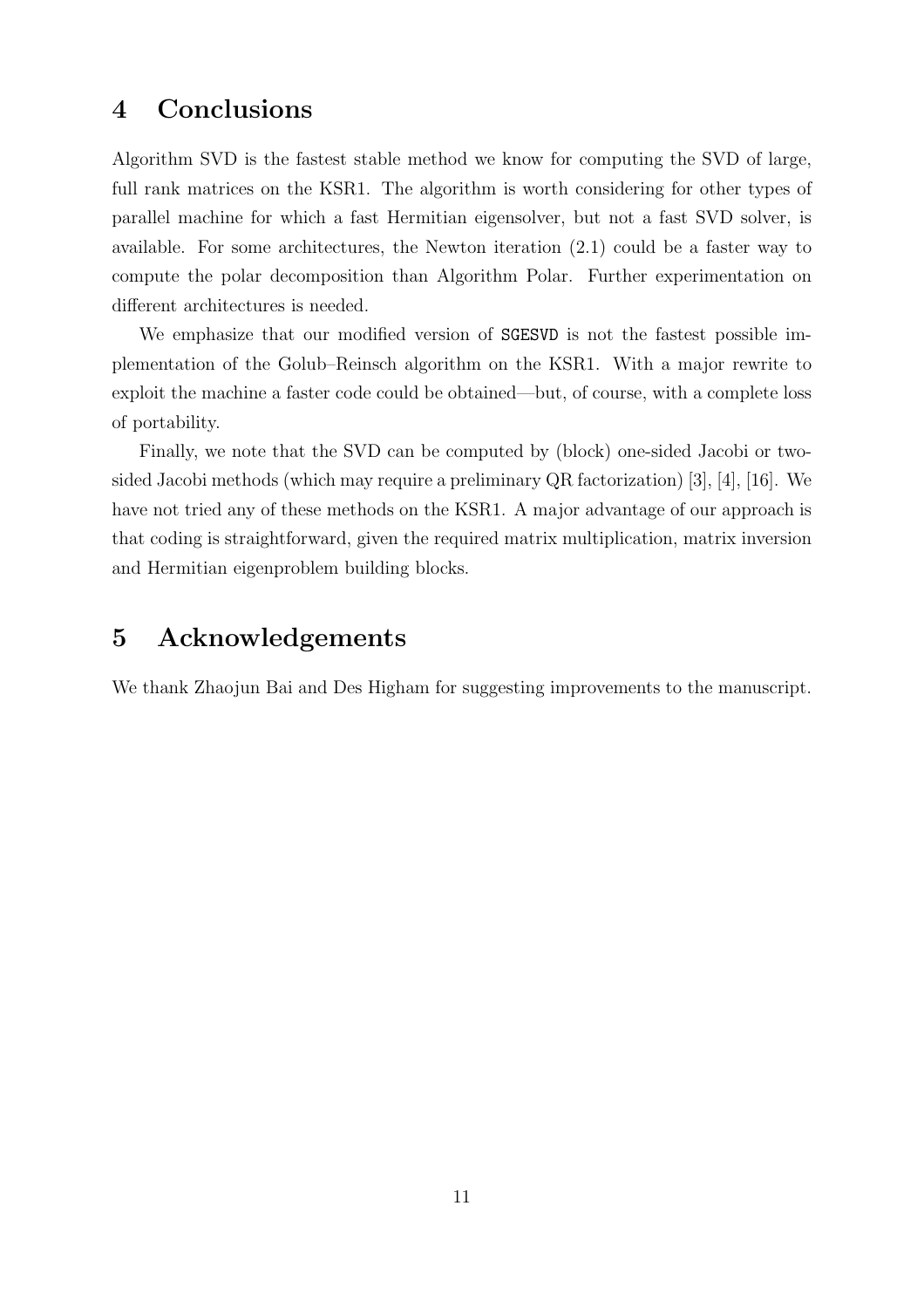# 4 Conclusions

Algorithm SVD is the fastest stable method we know for computing the SVD of large, full rank matrices on the KSR1. The algorithm is worth considering for other types of parallel machine for which a fast Hermitian eigensolver, but not a fast SVD solver, is available. For some architectures, the Newton iteration (2.1) could be a faster way to compute the polar decomposition than Algorithm Polar. Further experimentation on different architectures is needed.

We emphasize that our modified version of `SGESVD` is not the fastest possible implementation of the Golub–Reinsch algorithm on the KSR1. With a major rewrite to exploit the machine a faster code could be obtained—but, of course, with a complete loss of portability.

Finally, we note that the SVD can be computed by (block) one-sided Jacobi or two-sided Jacobi methods (which may require a preliminary QR factorization) [3], [4], [16]. We have not tried any of these methods on the KSR1. A major advantage of our approach is that coding is straightforward, given the required matrix multiplication, matrix inversion and Hermitian eigenproblem building blocks.

# 5 Acknowledgements

We thank Zhaojun Bai and Des Higham for suggesting improvements to the manuscript.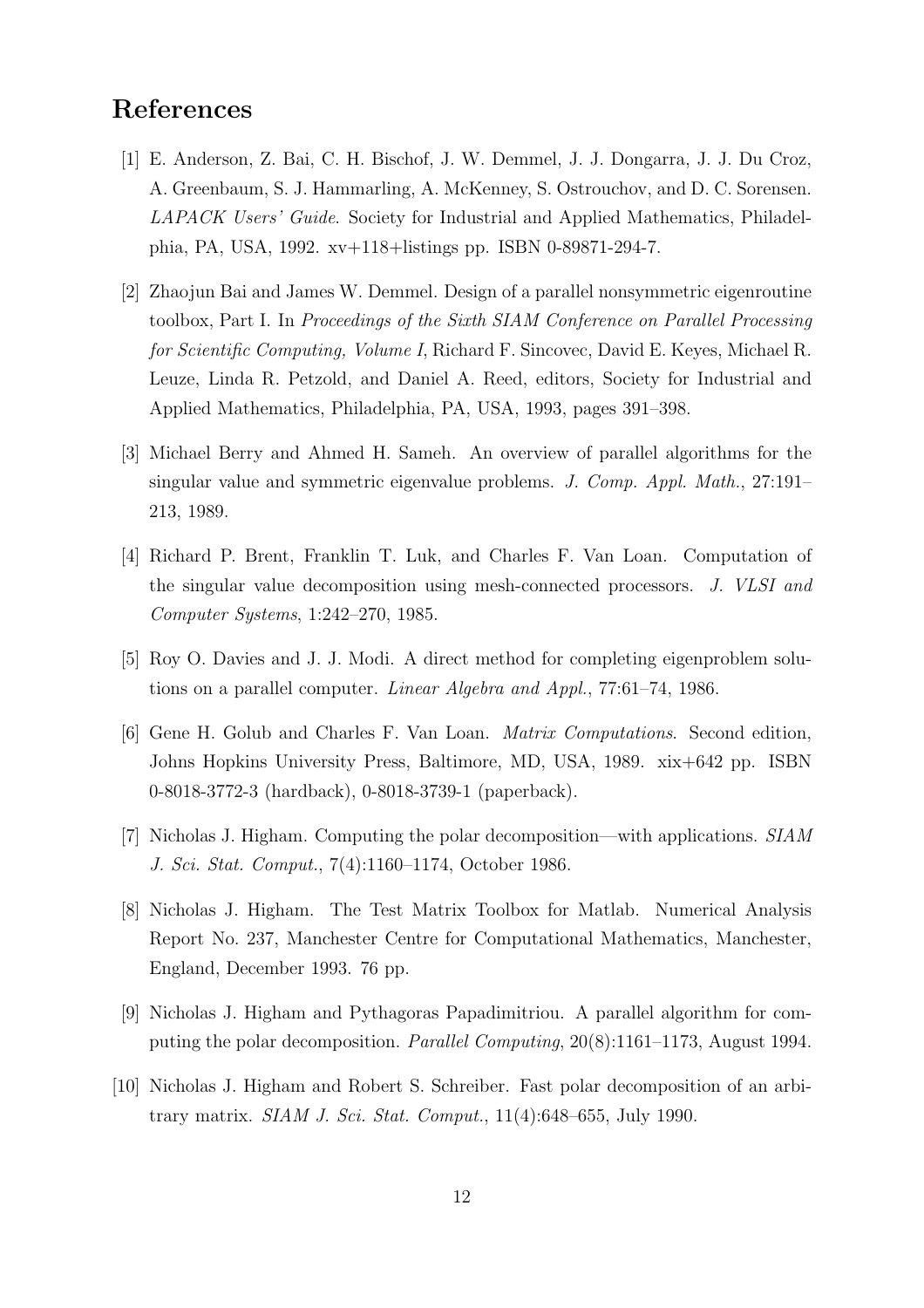## References

[1] E. Anderson, Z. Bai, C. H. Bischof, J. W. Demmel, J. J. Dongarra, J. J. Du Croz, A. Greenbaum, S. J. Hammarling, A. McKenney, S. Ostrouchov, and D. C. Sorensen. *LAPACK Users' Guide*. Society for Industrial and Applied Mathematics, Philadelphia, PA, USA, 1992. xv+118+listings pp. ISBN 0-89871-294-7.

[2] Zhaojun Bai and James W. Demmel. Design of a parallel nonsymmetric eigenroutine toolbox, Part I. In *Proceedings of the Sixth SIAM Conference on Parallel Processing for Scientific Computing, Volume I*, Richard F. Sincovec, David E. Keyes, Michael R. Leuze, Linda R. Petzold, and Daniel A. Reed, editors, Society for Industrial and Applied Mathematics, Philadelphia, PA, USA, 1993, pages 391–398.

[3] Michael Berry and Ahmed H. Sameh. An overview of parallel algorithms for the singular value and symmetric eigenvalue problems. *J. Comp. Appl. Math.*, 27:191–213, 1989.

[4] Richard P. Brent, Franklin T. Luk, and Charles F. Van Loan. Computation of the singular value decomposition using mesh-connected processors. *J. VLSI and Computer Systems*, 1:242–270, 1985.

[5] Roy O. Davies and J. J. Modi. A direct method for completing eigenproblem solutions on a parallel computer. *Linear Algebra and Appl.*, 77:61–74, 1986.

[6] Gene H. Golub and Charles F. Van Loan. *Matrix Computations*. Second edition, Johns Hopkins University Press, Baltimore, MD, USA, 1989. xix+642 pp. ISBN 0-8018-3772-3 (hardback), 0-8018-3739-1 (paperback).

[7] Nicholas J. Higham. Computing the polar decomposition—with applications. *SIAM J. Sci. Stat. Comput.*, 7(4):1160–1174, October 1986.

[8] Nicholas J. Higham. The Test Matrix Toolbox for Matlab. Numerical Analysis Report No. 237, Manchester Centre for Computational Mathematics, Manchester, England, December 1993. 76 pp.

[9] Nicholas J. Higham and Pythagoras Papadimitriou. A parallel algorithm for computing the polar decomposition. *Parallel Computing*, 20(8):1161–1173, August 1994.

[10] Nicholas J. Higham and Robert S. Schreiber. Fast polar decomposition of an arbitrary matrix. *SIAM J. Sci. Stat. Comput.*, 11(4):648–655, July 1990.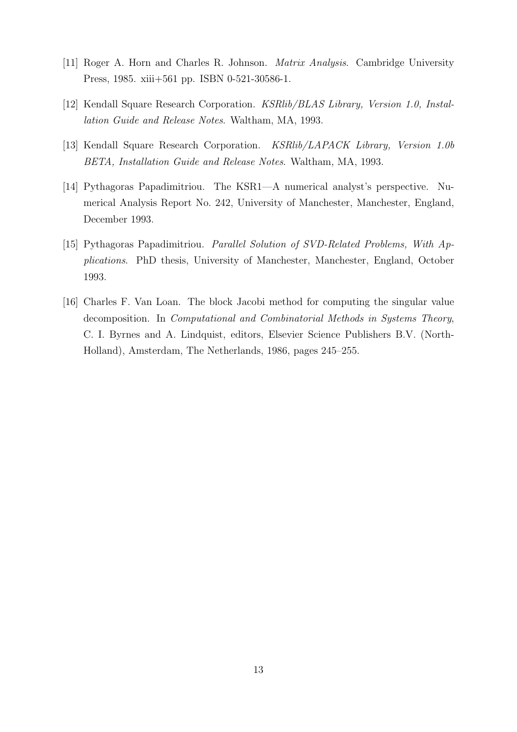[11] Roger A. Horn and Charles R. Johnson. *Matrix Analysis*. Cambridge University Press, 1985. xiii+561 pp. ISBN 0-521-30586-1.

[12] Kendall Square Research Corporation. *KSRlib/BLAS Library, Version 1.0, Installation Guide and Release Notes*. Waltham, MA, 1993.

[13] Kendall Square Research Corporation. *KSRlib/LAPACK Library, Version 1.0b BETA, Installation Guide and Release Notes*. Waltham, MA, 1993.

[14] Pythagoras Papadimitriou. The KSR1—A numerical analyst's perspective. Numerical Analysis Report No. 242, University of Manchester, Manchester, England, December 1993.

[15] Pythagoras Papadimitriou. *Parallel Solution of SVD-Related Problems, With Applications*. PhD thesis, University of Manchester, Manchester, England, October 1993.

[16] Charles F. Van Loan. The block Jacobi method for computing the singular value decomposition. In *Computational and Combinatorial Methods in Systems Theory*, C. I. Byrnes and A. Lindquist, editors, Elsevier Science Publishers B.V. (North-Holland), Amsterdam, The Netherlands, 1986, pages 245–255.